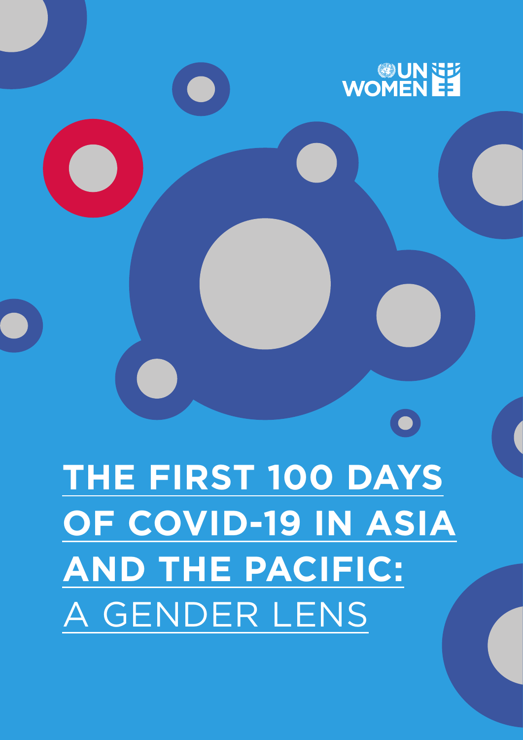UN WOMEN

# THE FIRST 100 DAYS OF COVID-19 IN ASIA AND THE PACIFIC: A GENDER LENS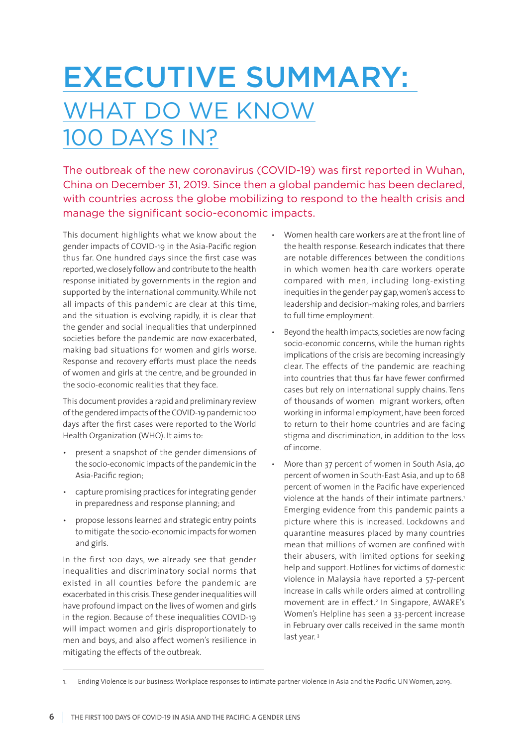# EXECUTIVE SUMMARY:

## WHAT DO WE KNOW 100 DAYS IN?

The outbreak of the new coronavirus (COVID-19) was first reported in Wuhan, China on December 31, 2019. Since then a global pandemic has been declared, with countries across the globe mobilizing to respond to the health crisis and manage the significant socio-economic impacts.

This document highlights what we know about the gender impacts of COVID-19 in the Asia-Pacific region thus far. One hundred days since the first case was reported, we closely follow and contribute to the health response initiated by governments in the region and supported by the international community. While not all impacts of this pandemic are clear at this time, and the situation is evolving rapidly, it is clear that the gender and social inequalities that underpinned societies before the pandemic are now exacerbated, making bad situations for women and girls worse. Response and recovery efforts must place the needs of women and girls at the centre, and be grounded in the socio-economic realities that they face.

This document provides a rapid and preliminary review of the gendered impacts of the COVID-19 pandemic 100 days after the first cases were reported to the World Health Organization (WHO). It aims to:

- present a snapshot of the gender dimensions of the socio-economic impacts of the pandemic in the Asia-Pacific region;
- capture promising practices for integrating gender in preparedness and response planning; and
- propose lessons learned and strategic entry points to mitigate the socio-economic impacts for women and girls.

In the first 100 days, we already see that gender inequalities and discriminatory social norms that existed in all counties before the pandemic are exacerbated in this crisis. These gender inequalities will have profound impact on the lives of women and girls in the region. Because of these inequalities COVID-19 will impact women and girls disproportionately to men and boys, and also affect women's resilience in mitigating the effects of the outbreak.

- Women health care workers are at the front line of the health response. Research indicates that there are notable differences between the conditions in which women health care workers operate compared with men, including long-existing inequities in the gender pay gap, women's access to leadership and decision-making roles, and barriers to full time employment.
- Beyond the health impacts, societies are now facing socio-economic concerns, while the human rights implications of the crisis are becoming increasingly clear. The effects of the pandemic are reaching into countries that thus far have fewer confirmed cases but rely on international supply chains. Tens of thousands of women migrant workers, often working in informal employment, have been forced to return to their home countries and are facing stigma and discrimination, in addition to the loss of income.
- More than 37 percent of women in South Asia, 40 percent of women in South-East Asia, and up to 68 percent of women in the Pacific have experienced violence at the hands of their intimate partners.[1] Emerging evidence from this pandemic paints a picture where this is increased. Lockdowns and quarantine measures placed by many countries mean that millions of women are confined with their abusers, with limited options for seeking help and support. Hotlines for victims of domestic violence in Malaysia have reported a 57-percent increase in calls while orders aimed at controlling movement are in effect.[2] In Singapore, AWARE's Women's Helpline has seen a 33-percent increase in February over calls received in the same month last year.[3]

---

1. Ending Violence is our business: Workplace responses to intimate partner violence in Asia and the Pacific. UN Women, 2019.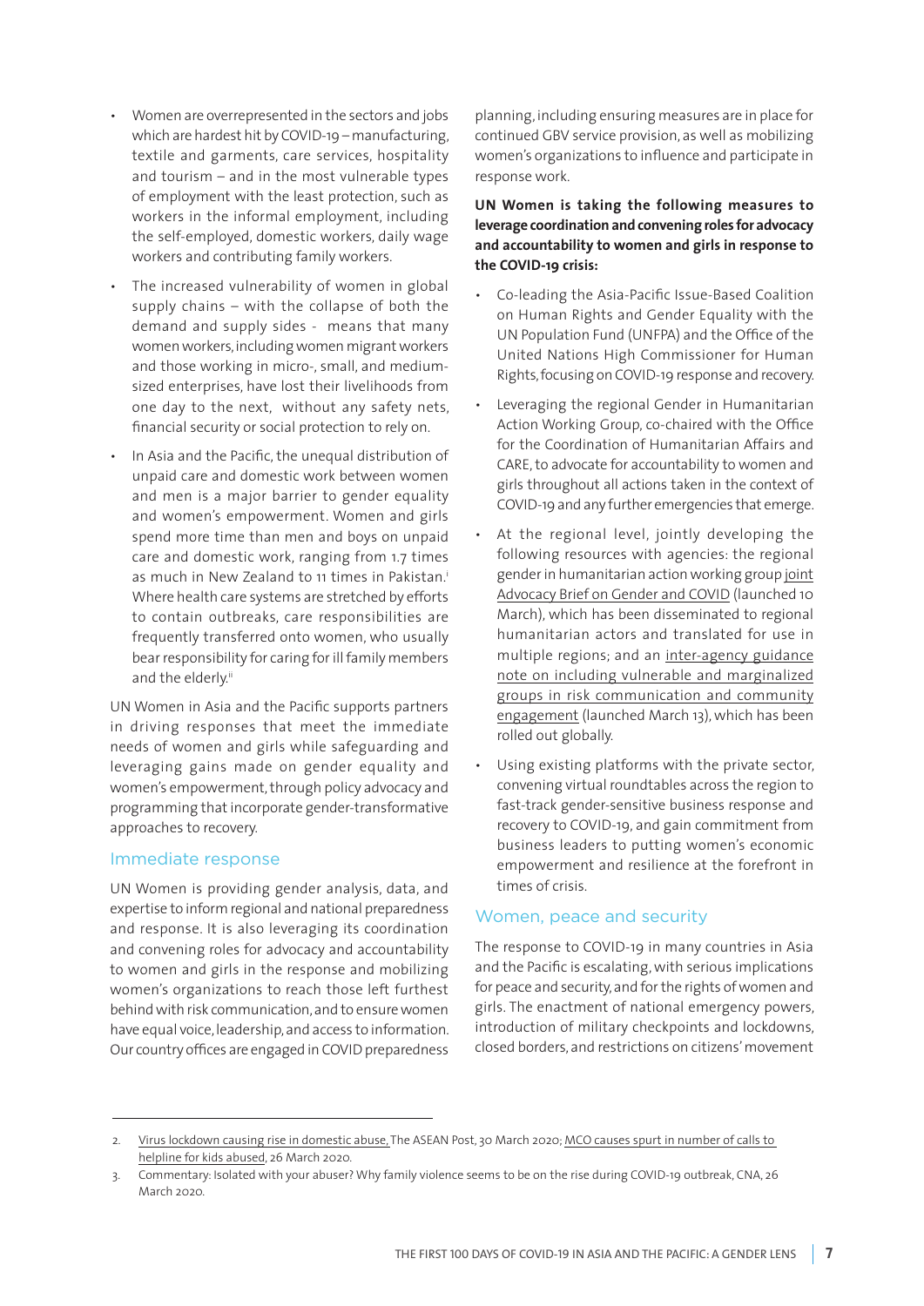- Women are overrepresented in the sectors and jobs which are hardest hit by COVID-19 – manufacturing, textile and garments, care services, hospitality and tourism – and in the most vulnerable types of employment with the least protection, such as workers in the informal employment, including the self-employed, domestic workers, daily wage workers and contributing family workers.
- The increased vulnerability of women in global supply chains – with the collapse of both the demand and supply sides - means that many women workers, including women migrant workers and those working in micro-, small, and medium-sized enterprises, have lost their livelihoods from one day to the next, without any safety nets, financial security or social protection to rely on.
- In Asia and the Pacific, the unequal distribution of unpaid care and domestic work between women and men is a major barrier to gender equality and women's empowerment. Women and girls spend more time than men and boys on unpaid care and domestic work, ranging from 1.7 times as much in New Zealand to 11 times in Pakistan.[i] Where health care systems are stretched by efforts to contain outbreaks, care responsibilities are frequently transferred onto women, who usually bear responsibility for caring for ill family members and the elderly.[ii]

UN Women in Asia and the Pacific supports partners in driving responses that meet the immediate needs of women and girls while safeguarding and leveraging gains made on gender equality and women's empowerment, through policy advocacy and programming that incorporate gender-transformative approaches to recovery.

## Immediate response

UN Women is providing gender analysis, data, and expertise to inform regional and national preparedness and response. It is also leveraging its coordination and convening roles for advocacy and accountability to women and girls in the response and mobilizing women's organizations to reach those left furthest behind with risk communication, and to ensure women have equal voice, leadership, and access to information. Our country offices are engaged in COVID preparedness planning, including ensuring measures are in place for continued GBV service provision, as well as mobilizing women's organizations to influence and participate in response work.

**UN Women is taking the following measures to leverage coordination and convening roles for advocacy and accountability to women and girls in response to the COVID-19 crisis:**

- Co-leading the Asia-Pacific Issue-Based Coalition on Human Rights and Gender Equality with the UN Population Fund (UNFPA) and the Office of the United Nations High Commissioner for Human Rights, focusing on COVID-19 response and recovery.
- Leveraging the regional Gender in Humanitarian Action Working Group, co-chaired with the Office for the Coordination of Humanitarian Affairs and CARE, to advocate for accountability to women and girls throughout all actions taken in the context of COVID-19 and any further emergencies that emerge.
- At the regional level, jointly developing the following resources with agencies: the regional gender in humanitarian action working group joint Advocacy Brief on Gender and COVID (launched 10 March), which has been disseminated to regional humanitarian actors and translated for use in multiple regions; and an inter-agency guidance note on including vulnerable and marginalized groups in risk communication and community engagement (launched March 13), which has been rolled out globally.
- Using existing platforms with the private sector, convening virtual roundtables across the region to fast-track gender-sensitive business response and recovery to COVID-19, and gain commitment from business leaders to putting women's economic empowerment and resilience at the forefront in times of crisis.

## Women, peace and security

The response to COVID-19 in many countries in Asia and the Pacific is escalating, with serious implications for peace and security, and for the rights of women and girls. The enactment of national emergency powers, introduction of military checkpoints and lockdowns, closed borders, and restrictions on citizens' movement

---

2. Virus lockdown causing rise in domestic abuse, The ASEAN Post, 30 March 2020; MCO causes spurt in number of calls to helpline for kids abused, 26 March 2020.
3. Commentary: Isolated with your abuser? Why family violence seems to be on the rise during COVID-19 outbreak, CNA, 26 March 2020.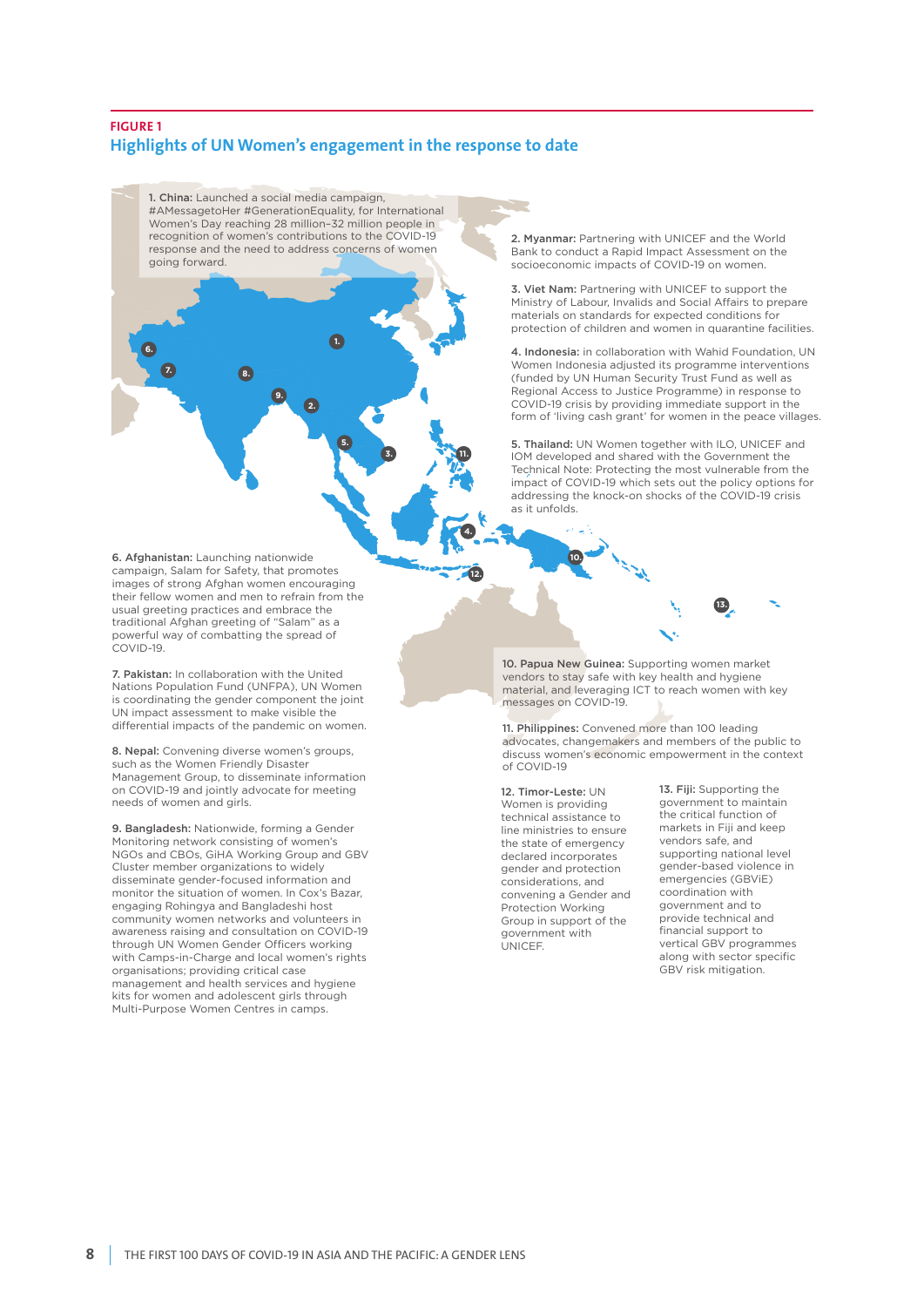**FIGURE 1**

## Highlights of UN Women's engagement in the response to date

**1. China:** Launched a social media campaign, #AMessagetoHer #GenerationEquality, for International Women's Day reaching 28 million–32 million people in recognition of women's contributions to the COVID-19 response and the need to address concerns of women going forward.

**2. Myanmar:** Partnering with UNICEF and the World Bank to conduct a Rapid Impact Assessment on the socioeconomic impacts of COVID-19 on women.

**3. Viet Nam:** Partnering with UNICEF to support the Ministry of Labour, Invalids and Social Affairs to prepare materials on standards for expected conditions for protection of children and women in quarantine facilities.

**4. Indonesia:** in collaboration with Wahid Foundation, UN Women Indonesia adjusted its programme interventions (funded by UN Human Security Trust Fund as well as Regional Access to Justice Programme) in response to COVID-19 crisis by providing immediate support in the form of 'living cash grant' for women in the peace villages.

**5. Thailand:** UN Women together with ILO, UNICEF and IOM developed and shared with the Government the Technical Note: Protecting the most vulnerable from the impact of COVID-19 which sets out the policy options for addressing the knock-on shocks of the COVID-19 crisis as it unfolds.

**6. Afghanistan:** Launching nationwide campaign, Salam for Safety, that promotes images of strong Afghan women encouraging their fellow women and men to refrain from the usual greeting practices and embrace the traditional Afghan greeting of "Salam" as a powerful way of combatting the spread of COVID-19.

**7. Pakistan:** In collaboration with the United Nations Population Fund (UNFPA), UN Women is coordinating the gender component the joint UN impact assessment to make visible the differential impacts of the pandemic on women.

**8. Nepal:** Convening diverse women's groups, such as the Women Friendly Disaster Management Group, to disseminate information on COVID-19 and jointly advocate for meeting needs of women and girls.

**9. Bangladesh:** Nationwide, forming a Gender Monitoring network consisting of women's NGOs and CBOs, GiHA Working Group and GBV Cluster member organizations to widely disseminate gender-focused information and monitor the situation of women. In Cox's Bazar, engaging Rohingya and Bangladeshi host community women networks and volunteers in awareness raising and consultation on COVID-19 through UN Women Gender Officers working with Camps-in-Charge and local women's rights organisations; providing critical case management and health services and hygiene kits for women and adolescent girls through Multi-Purpose Women Centres in camps.

**10. Papua New Guinea:** Supporting women market vendors to stay safe with key health and hygiene material, and leveraging ICT to reach women with key messages on COVID-19.

**11. Philippines:** Convened more than 100 leading advocates, changemakers and members of the public to discuss women's economic empowerment in the context of COVID-19

**12. Timor-Leste:** UN Women is providing technical assistance to line ministries to ensure the state of emergency declared incorporates gender and protection considerations, and convening a Gender and Protection Working Group in support of the government with UNICEF.

**13. Fiji:** Supporting the government to maintain the critical function of markets in Fiji and keep vendors safe, and supporting national level gender-based violence in emergencies (GBViE) coordination with government and to provide technical and financial support to vertical GBV programmes along with sector specific GBV risk mitigation.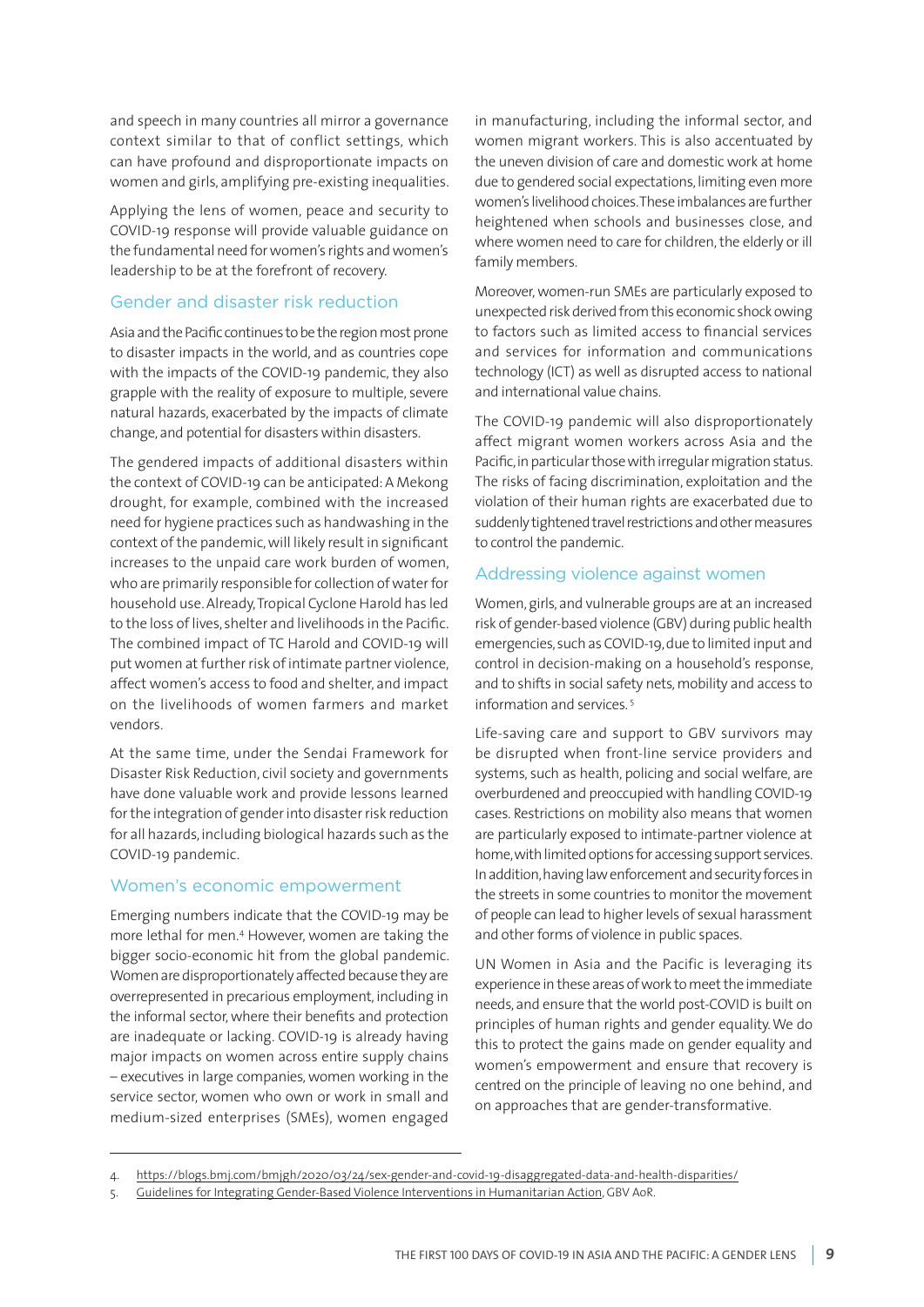and speech in many countries all mirror a governance context similar to that of conflict settings, which can have profound and disproportionate impacts on women and girls, amplifying pre-existing inequalities.

Applying the lens of women, peace and security to COVID-19 response will provide valuable guidance on the fundamental need for women's rights and women's leadership to be at the forefront of recovery.

## Gender and disaster risk reduction

Asia and the Pacific continues to be the region most prone to disaster impacts in the world, and as countries cope with the impacts of the COVID-19 pandemic, they also grapple with the reality of exposure to multiple, severe natural hazards, exacerbated by the impacts of climate change, and potential for disasters within disasters.

The gendered impacts of additional disasters within the context of COVID-19 can be anticipated: A Mekong drought, for example, combined with the increased need for hygiene practices such as handwashing in the context of the pandemic, will likely result in significant increases to the unpaid care work burden of women, who are primarily responsible for collection of water for household use. Already, Tropical Cyclone Harold has led to the loss of lives, shelter and livelihoods in the Pacific. The combined impact of TC Harold and COVID-19 will put women at further risk of intimate partner violence, affect women's access to food and shelter, and impact on the livelihoods of women farmers and market vendors.

At the same time, under the Sendai Framework for Disaster Risk Reduction, civil society and governments have done valuable work and provide lessons learned for the integration of gender into disaster risk reduction for all hazards, including biological hazards such as the COVID-19 pandemic.

## Women's economic empowerment

Emerging numbers indicate that the COVID-19 may be more lethal for men.[4] However, women are taking the bigger socio-economic hit from the global pandemic. Women are disproportionately affected because they are overrepresented in precarious employment, including in the informal sector, where their benefits and protection are inadequate or lacking. COVID-19 is already having major impacts on women across entire supply chains – executives in large companies, women working in the service sector, women who own or work in small and medium-sized enterprises (SMEs), women engaged in manufacturing, including the informal sector, and women migrant workers. This is also accentuated by the uneven division of care and domestic work at home due to gendered social expectations, limiting even more women's livelihood choices. These imbalances are further heightened when schools and businesses close, and where women need to care for children, the elderly or ill family members.

Moreover, women-run SMEs are particularly exposed to unexpected risk derived from this economic shock owing to factors such as limited access to financial services and services for information and communications technology (ICT) as well as disrupted access to national and international value chains.

The COVID-19 pandemic will also disproportionately affect migrant women workers across Asia and the Pacific, in particular those with irregular migration status. The risks of facing discrimination, exploitation and the violation of their human rights are exacerbated due to suddenly tightened travel restrictions and other measures to control the pandemic.

## Addressing violence against women

Women, girls, and vulnerable groups are at an increased risk of gender-based violence (GBV) during public health emergencies, such as COVID-19, due to limited input and control in decision-making on a household's response, and to shifts in social safety nets, mobility and access to information and services.[5]

Life-saving care and support to GBV survivors may be disrupted when front-line service providers and systems, such as health, policing and social welfare, are overburdened and preoccupied with handling COVID-19 cases. Restrictions on mobility also means that women are particularly exposed to intimate-partner violence at home, with limited options for accessing support services. In addition, having law enforcement and security forces in the streets in some countries to monitor the movement of people can lead to higher levels of sexual harassment and other forms of violence in public spaces.

UN Women in Asia and the Pacific is leveraging its experience in these areas of work to meet the immediate needs, and ensure that the world post-COVID is built on principles of human rights and gender equality. We do this to protect the gains made on gender equality and women's empowerment and ensure that recovery is centred on the principle of leaving no one behind, and on approaches that are gender-transformative.

---

4. https://blogs.bmj.com/bmjgh/2020/03/24/sex-gender-and-covid-19-disaggregated-data-and-health-disparities/
5. Guidelines for Integrating Gender-Based Violence Interventions in Humanitarian Action, GBV AoR.